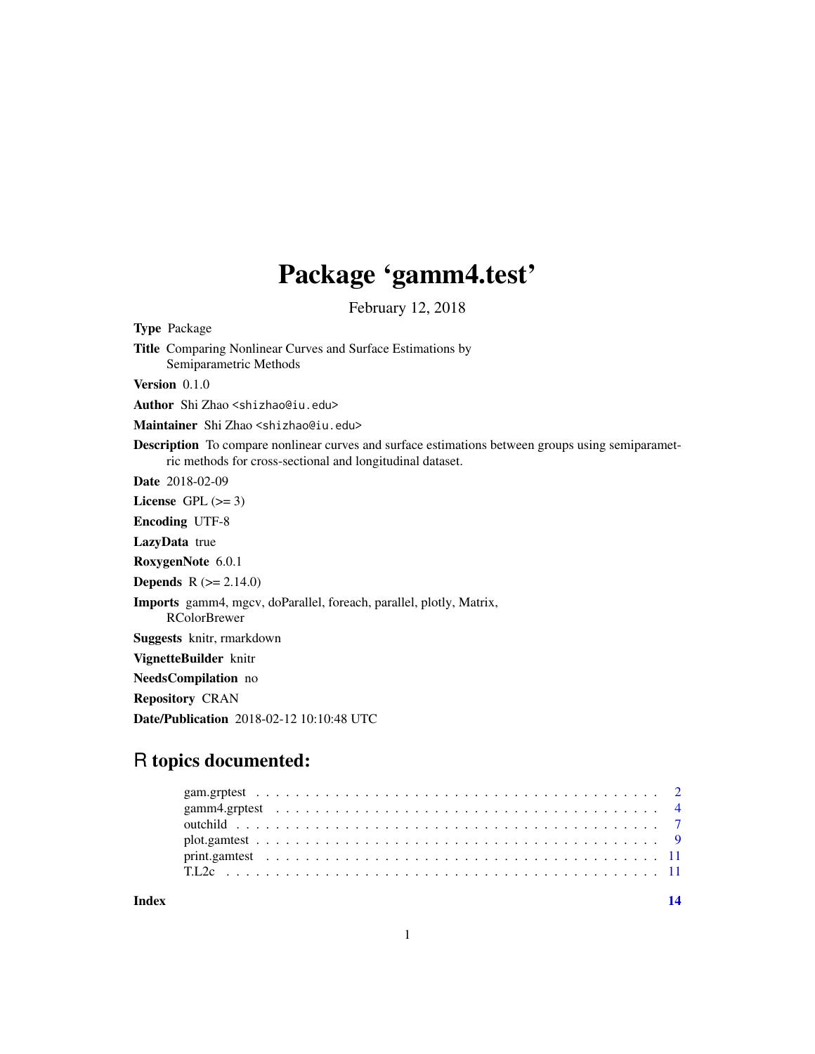# Package 'gamm4.test'

February 12, 2018

**Type** Package

**Title** Comparing Nonlinear Curves and Surface Estimations by Semiparametric Methods

**Version** 0.1.0

**Author** Shi Zhao <shizhao@iu.edu>

**Maintainer** Shi Zhao <shizhao@iu.edu>

**Description** To compare nonlinear curves and surface estimations between groups using semiparametric methods for cross-sectional and longitudinal dataset.

**Date** 2018-02-09

**License** GPL (>= 3)

**Encoding** UTF-8

**LazyData** true

**RoxygenNote** 6.0.1

**Depends** R (>= 2.14.0)

**Imports** gamm4, mgcv, doParallel, foreach, parallel, plotly, Matrix, RColorBrewer

**Suggests** knitr, rmarkdown

**VignetteBuilder** knitr

**NeedsCompilation** no

**Repository** CRAN

**Date/Publication** 2018-02-12 10:10:48 UTC

## R topics documented:

gam.grptest . . . . . . . . . . . . . . . . . . . . . . . . . . . . . . . . . . . . . . . . 2
gamm4.grptest . . . . . . . . . . . . . . . . . . . . . . . . . . . . . . . . . . . . . . . 4
outchild . . . . . . . . . . . . . . . . . . . . . . . . . . . . . . . . . . . . . . . . . . 7
plot.gamtest . . . . . . . . . . . . . . . . . . . . . . . . . . . . . . . . . . . . . . . . 9
print.gamtest . . . . . . . . . . . . . . . . . . . . . . . . . . . . . . . . . . . . . . . 11
T.L2c . . . . . . . . . . . . . . . . . . . . . . . . . . . . . . . . . . . . . . . . . . . 11

**Index** **14**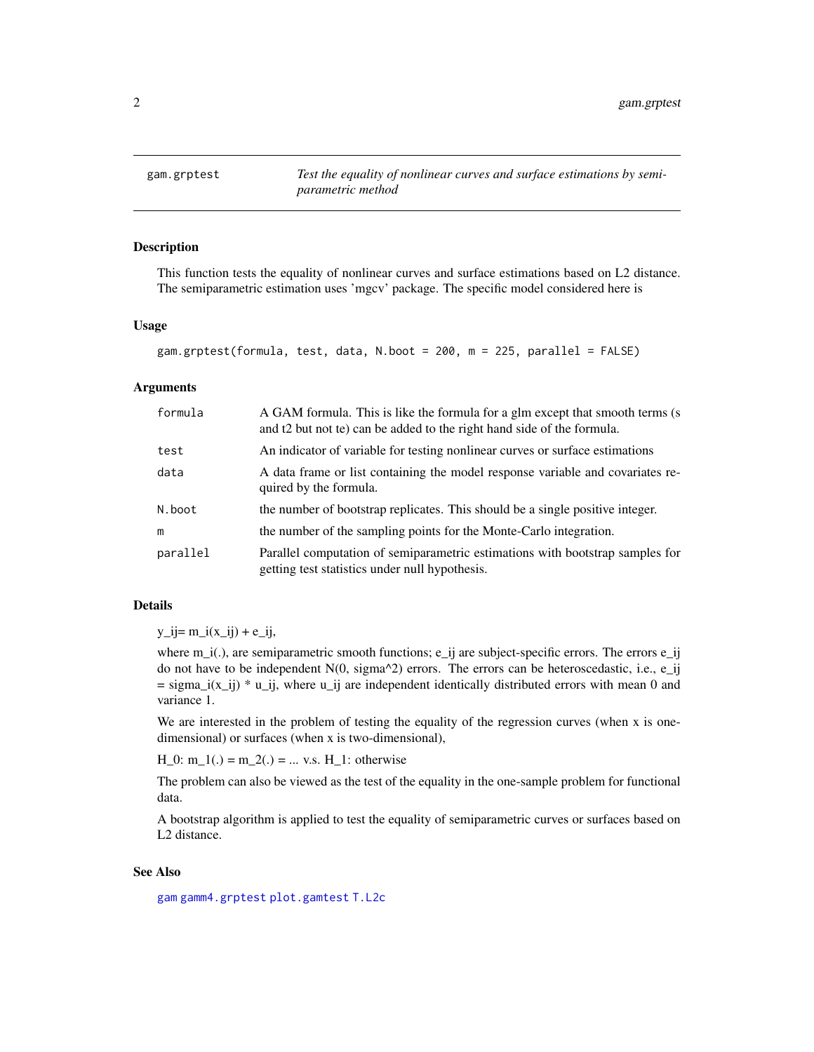## gam.grptest — *Test the equality of nonlinear curves and surface estimations by semiparametric method*

### Description

This function tests the equality of nonlinear curves and surface estimations based on L2 distance. The semiparametric estimation uses 'mgcv' package. The specific model considered here is

### Usage

```
gam.grptest(formula, test, data, N.boot = 200, m = 225, parallel = FALSE)
```

### Arguments

| | |
|---|---|
| formula | A GAM formula. This is like the formula for a glm except that smooth terms (s and t2 but not te) can be added to the right hand side of the formula. |
| test | An indicator of variable for testing nonlinear curves or surface estimations |
| data | A data frame or list containing the model response variable and covariates required by the formula. |
| N.boot | the number of bootstrap replicates. This should be a single positive integer. |
| m | the number of the sampling points for the Monte-Carlo integration. |
| parallel | Parallel computation of semiparametric estimations with bootstrap samples for getting test statistics under null hypothesis. |

### Details

y_ij= m_i(x_ij) + e_ij,

where m_i(.), are semiparametric smooth functions; e_ij are subject-specific errors. The errors e_ij do not have to be independent N(0, sigma^2) errors. The errors can be heteroscedastic, i.e., e_ij = sigma_i(x_ij) * u_ij, where u_ij are independent identically distributed errors with mean 0 and variance 1.

We are interested in the problem of testing the equality of the regression curves (when x is one-dimensional) or surfaces (when x is two-dimensional),

H_0: m_1(.) = m_2(.) = ... v.s. H_1: otherwise

The problem can also be viewed as the test of the equality in the one-sample problem for functional data.

A bootstrap algorithm is applied to test the equality of semiparametric curves or surfaces based on L2 distance.

### See Also

gam gamm4.grptest plot.gamtest T.L2c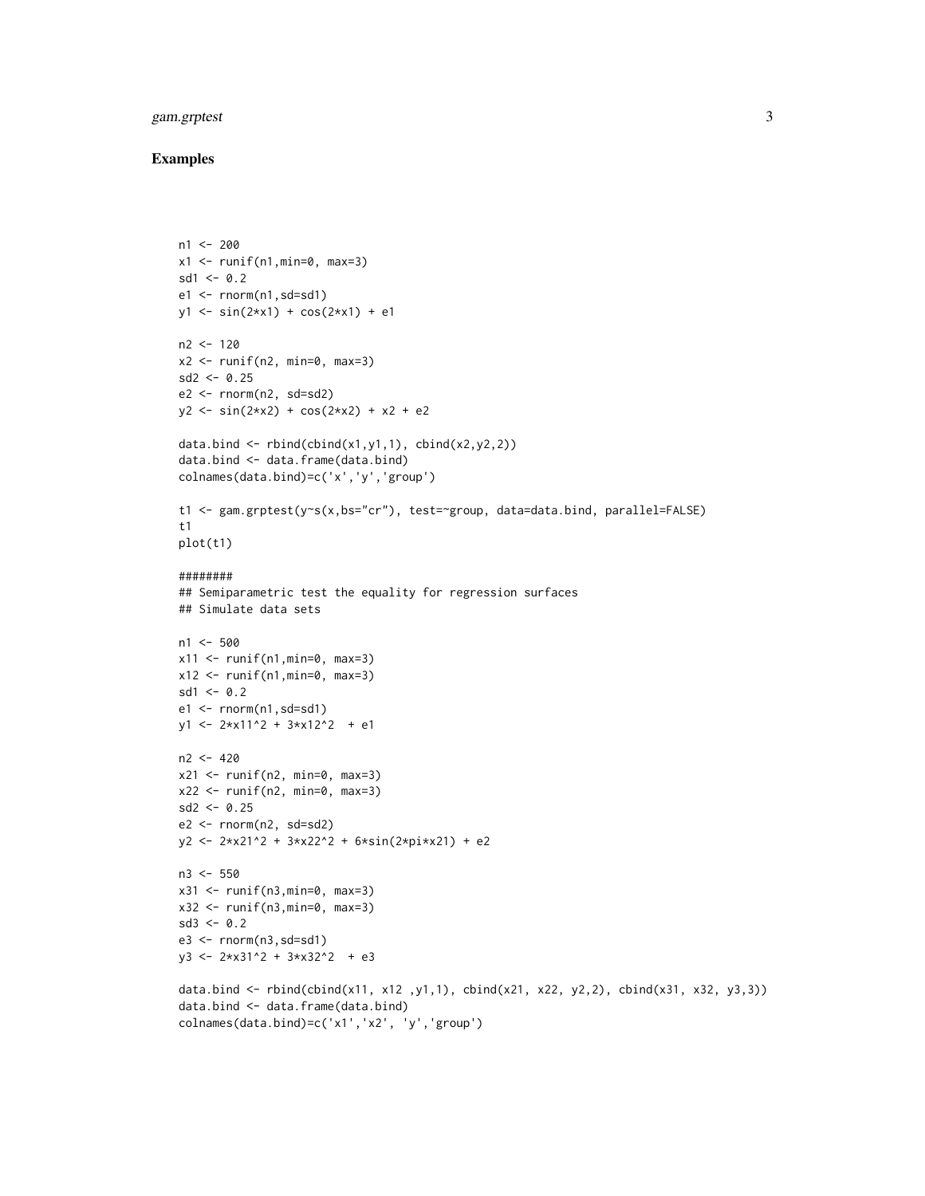## Examples

```
n1 <- 200
x1 <- runif(n1,min=0, max=3)
sd1 <- 0.2
e1 <- rnorm(n1,sd=sd1)
y1 <- sin(2*x1) + cos(2*x1) + e1

n2 <- 120
x2 <- runif(n2, min=0, max=3)
sd2 <- 0.25
e2 <- rnorm(n2, sd=sd2)
y2 <- sin(2*x2) + cos(2*x2) + x2 + e2

data.bind <- rbind(cbind(x1,y1,1), cbind(x2,y2,2))
data.bind <- data.frame(data.bind)
colnames(data.bind)=c('x','y','group')

t1 <- gam.grptest(y~s(x,bs="cr"), test=~group, data=data.bind, parallel=FALSE)
t1
plot(t1)

########
## Semiparametric test the equality for regression surfaces
## Simulate data sets

n1 <- 500
x11 <- runif(n1,min=0, max=3)
x12 <- runif(n1,min=0, max=3)
sd1 <- 0.2
e1 <- rnorm(n1,sd=sd1)
y1 <- 2*x11^2 + 3*x12^2  + e1

n2 <- 420
x21 <- runif(n2, min=0, max=3)
x22 <- runif(n2, min=0, max=3)
sd2 <- 0.25
e2 <- rnorm(n2, sd=sd2)
y2 <- 2*x21^2 + 3*x22^2 + 6*sin(2*pi*x21) + e2

n3 <- 550
x31 <- runif(n3,min=0, max=3)
x32 <- runif(n3,min=0, max=3)
sd3 <- 0.2
e3 <- rnorm(n3,sd=sd1)
y3 <- 2*x31^2 + 3*x32^2  + e3

data.bind <- rbind(cbind(x11, x12 ,y1,1), cbind(x21, x22, y2,2), cbind(x31, x32, y3,3))
data.bind <- data.frame(data.bind)
colnames(data.bind)=c('x1','x2', 'y','group')
```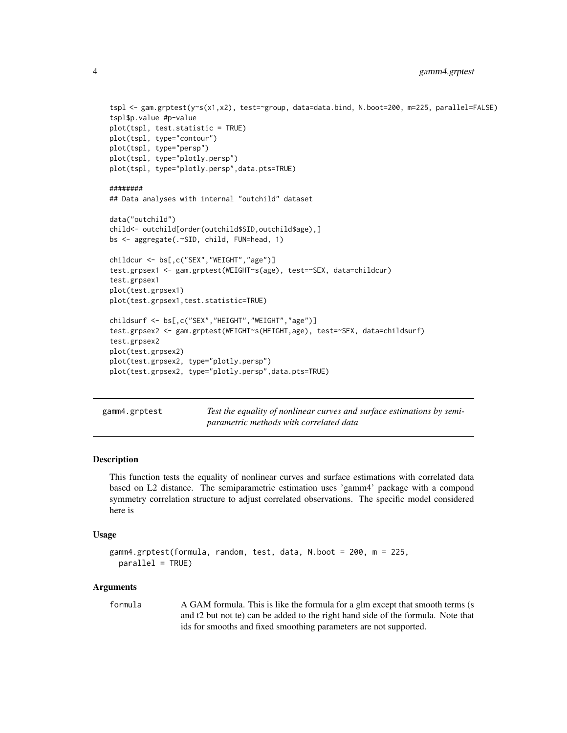```
tspl <- gam.grptest(y~s(x1,x2), test=~group, data=data.bind, N.boot=200, m=225, parallel=FALSE)
tspl$p.value #p-value
plot(tspl, test.statistic = TRUE)
plot(tspl, type="contour")
plot(tspl, type="persp")
plot(tspl, type="plotly.persp")
plot(tspl, type="plotly.persp",data.pts=TRUE)

########
## Data analyses with internal "outchild" dataset

data("outchild")
child<- outchild[order(outchild$SID,outchild$age),]
bs <- aggregate(.~SID, child, FUN=head, 1)

childcur <- bs[,c("SEX","WEIGHT","age")]
test.grpsex1 <- gam.grptest(WEIGHT~s(age), test=~SEX, data=childcur)
test.grpsex1
plot(test.grpsex1)
plot(test.grpsex1,test.statistic=TRUE)

childsurf <- bs[,c("SEX","HEIGHT","WEIGHT","age")]
test.grpsex2 <- gam.grptest(WEIGHT~s(HEIGHT,age), test=~SEX, data=childsurf)
test.grpsex2
plot(test.grpsex2)
plot(test.grpsex2, type="plotly.persp")
plot(test.grpsex2, type="plotly.persp",data.pts=TRUE)
```

## gamm4.grptest — *Test the equality of nonlinear curves and surface estimations by semiparametric methods with correlated data*

### Description

This function tests the equality of nonlinear curves and surface estimations with correlated data based on L2 distance. The semiparametric estimation uses 'gamm4' package with a compond symmetry correlation structure to adjust correlated observations. The specific model considered here is

### Usage

```
gamm4.grptest(formula, random, test, data, N.boot = 200, m = 225,
  parallel = TRUE)
```

### Arguments

| | |
|---|---|
| formula | A GAM formula. This is like the formula for a glm except that smooth terms (s and t2 but not te) can be added to the right hand side of the formula. Note that ids for smooths and fixed smoothing parameters are not supported. |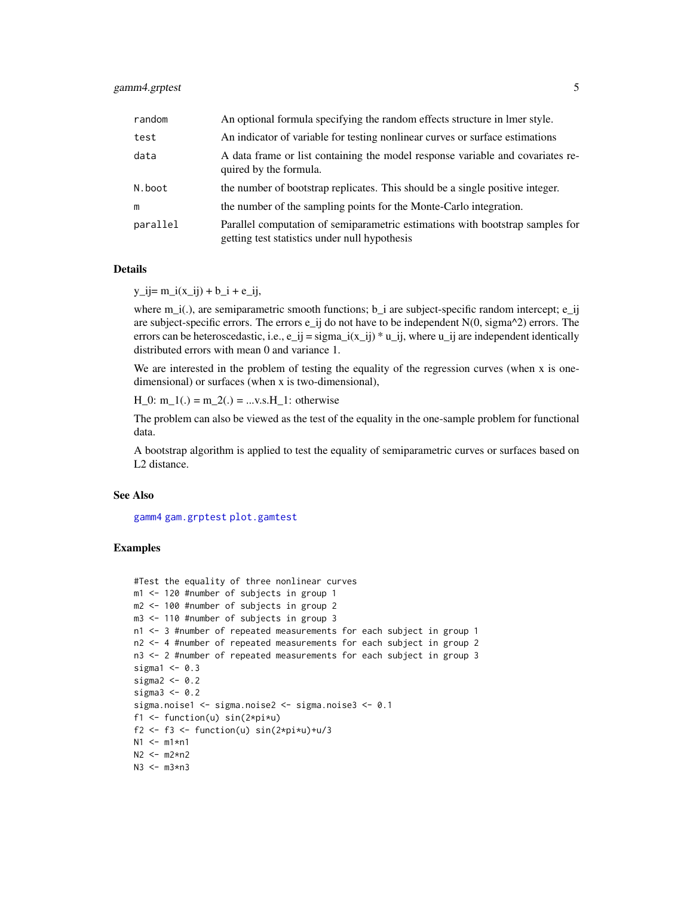| | |
|---|---|
| random | An optional formula specifying the random effects structure in lmer style. |
| test | An indicator of variable for testing nonlinear curves or surface estimations |
| data | A data frame or list containing the model response variable and covariates required by the formula. |
| N.boot | the number of bootstrap replicates. This should be a single positive integer. |
| m | the number of the sampling points for the Monte-Carlo integration. |
| parallel | Parallel computation of semiparametric estimations with bootstrap samples for getting test statistics under null hypothesis |

## Details

$y_{ij} = m_i(x_{ij}) + b_i + e_{ij}$,

where $m_i(.)$, are semiparametric smooth functions; $b_i$ are subject-specific random intercept; $e_{ij}$ are subject-specific errors. The errors $e_{ij}$ do not have to be independent $N(0, \sigma^2)$ errors. The errors can be heteroscedastic, i.e., $e_{ij} = \sigma_i(x_{ij}) * u_{ij}$, where $u_{ij}$ are independent identically distributed errors with mean 0 and variance 1.

We are interested in the problem of testing the equality of the regression curves (when x is one-dimensional) or surfaces (when x is two-dimensional),

$H_0$: $m_1(.) = m_2(.) = ...$v.s.$H_1$: otherwise

The problem can also be viewed as the test of the equality in the one-sample problem for functional data.

A bootstrap algorithm is applied to test the equality of semiparametric curves or surfaces based on L2 distance.

## See Also

gamm4 gam.grptest plot.gamtest

## Examples

```
#Test the equality of three nonlinear curves
m1 <- 120 #number of subjects in group 1
m2 <- 100 #number of subjects in group 2
m3 <- 110 #number of subjects in group 3
n1 <- 3 #number of repeated measurements for each subject in group 1
n2 <- 4 #number of repeated measurements for each subject in group 2
n3 <- 2 #number of repeated measurements for each subject in group 3
sigma1 <- 0.3
sigma2 <- 0.2
sigma3 <- 0.2
sigma.noise1 <- sigma.noise2 <- sigma.noise3 <- 0.1
f1 <- function(u) sin(2*pi*u)
f2 <- f3 <- function(u) sin(2*pi*u)+u/3
N1 <- m1*n1
N2 <- m2*n2
N3 <- m3*n3
```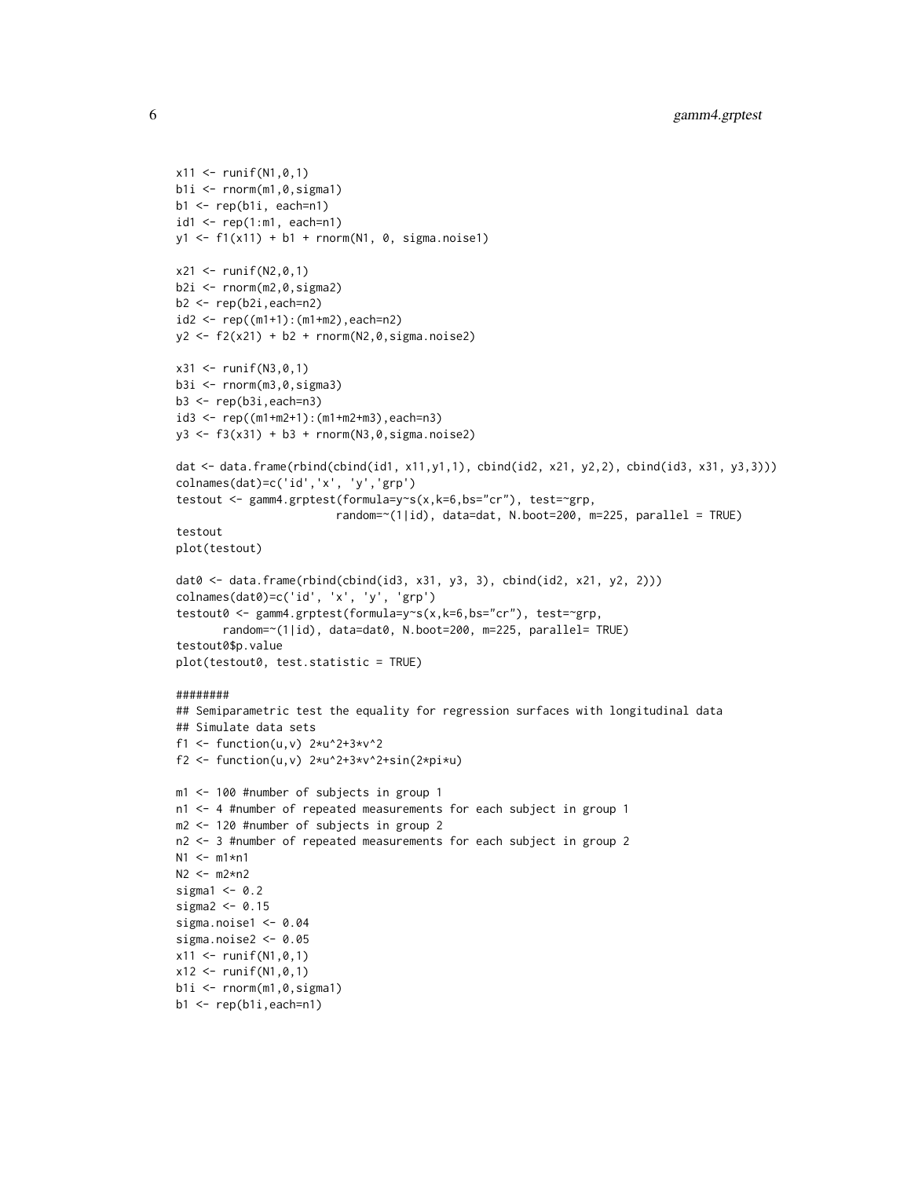```
x11 <- runif(N1,0,1)
b1i <- rnorm(m1,0,sigma1)
b1 <- rep(b1i, each=n1)
id1 <- rep(1:m1, each=n1)
y1 <- f1(x11) + b1 + rnorm(N1, 0, sigma.noise1)

x21 <- runif(N2,0,1)
b2i <- rnorm(m2,0,sigma2)
b2 <- rep(b2i,each=n2)
id2 <- rep((m1+1):(m1+m2),each=n2)
y2 <- f2(x21) + b2 + rnorm(N2,0,sigma.noise2)

x31 <- runif(N3,0,1)
b3i <- rnorm(m3,0,sigma3)
b3 <- rep(b3i,each=n3)
id3 <- rep((m1+m2+1):(m1+m2+m3),each=n3)
y3 <- f3(x31) + b3 + rnorm(N3,0,sigma.noise2)

dat <- data.frame(rbind(cbind(id1, x11,y1,1), cbind(id2, x21, y2,2), cbind(id3, x31, y3,3)))
colnames(dat)=c('id','x', 'y','grp')
testout <- gamm4.grptest(formula=y~s(x,k=6,bs="cr"), test=~grp,
                        random=~(1|id), data=dat, N.boot=200, m=225, parallel = TRUE)
testout
plot(testout)

dat0 <- data.frame(rbind(cbind(id3, x31, y3, 3), cbind(id2, x21, y2, 2)))
colnames(dat0)=c('id', 'x', 'y', 'grp')
testout0 <- gamm4.grptest(formula=y~s(x,k=6,bs="cr"), test=~grp,
       random=~(1|id), data=dat0, N.boot=200, m=225, parallel= TRUE)
testout0$p.value
plot(testout0, test.statistic = TRUE)

########
## Semiparametric test the equality for regression surfaces with longitudinal data
## Simulate data sets
f1 <- function(u,v) 2*u^2+3*v^2
f2 <- function(u,v) 2*u^2+3*v^2+sin(2*pi*u)

m1 <- 100 #number of subjects in group 1
n1 <- 4 #number of repeated measurements for each subject in group 1
m2 <- 120 #number of subjects in group 2
n2 <- 3 #number of repeated measurements for each subject in group 2
N1 <- m1*n1
N2 <- m2*n2
sigma1 <- 0.2
sigma2 <- 0.15
sigma.noise1 <- 0.04
sigma.noise2 <- 0.05
x11 <- runif(N1,0,1)
x12 <- runif(N1,0,1)
b1i <- rnorm(m1,0,sigma1)
b1 <- rep(b1i,each=n1)
```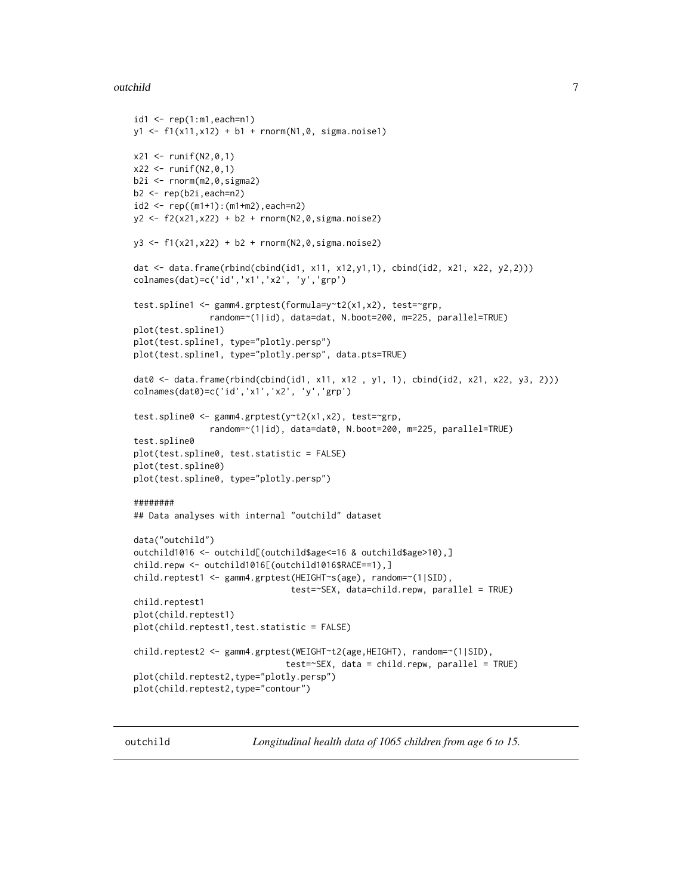```
id1 <- rep(1:m1,each=n1)
y1 <- f1(x11,x12) + b1 + rnorm(N1,0, sigma.noise1)

x21 <- runif(N2,0,1)
x22 <- runif(N2,0,1)
b2i <- rnorm(m2,0,sigma2)
b2 <- rep(b2i,each=n2)
id2 <- rep((m1+1):(m1+m2),each=n2)
y2 <- f2(x21,x22) + b2 + rnorm(N2,0,sigma.noise2)

y3 <- f1(x21,x22) + b2 + rnorm(N2,0,sigma.noise2)

dat <- data.frame(rbind(cbind(id1, x11, x12,y1,1), cbind(id2, x21, x22, y2,2)))
colnames(dat)=c('id','x1','x2', 'y','grp')

test.spline1 <- gamm4.grptest(formula=y~t2(x1,x2), test=~grp,
              random=~(1|id), data=dat, N.boot=200, m=225, parallel=TRUE)
plot(test.spline1)
plot(test.spline1, type="plotly.persp")
plot(test.spline1, type="plotly.persp", data.pts=TRUE)

dat0 <- data.frame(rbind(cbind(id1, x11, x12 , y1, 1), cbind(id2, x21, x22, y3, 2)))
colnames(dat0)=c('id','x1','x2', 'y','grp')

test.spline0 <- gamm4.grptest(y~t2(x1,x2), test=~grp,
              random=~(1|id), data=dat0, N.boot=200, m=225, parallel=TRUE)
test.spline0
plot(test.spline0, test.statistic = FALSE)
plot(test.spline0)
plot(test.spline0, type="plotly.persp")

########
## Data analyses with internal "outchild" dataset

data("outchild")
outchild1016 <- outchild[(outchild$age<=16 & outchild$age>10),]
child.repw <- outchild1016[(outchild1016$RACE==1),]
child.reptest1 <- gamm4.grptest(HEIGHT~s(age), random=~(1|SID),
                              test=~SEX, data=child.repw, parallel = TRUE)
child.reptest1
plot(child.reptest1)
plot(child.reptest1,test.statistic = FALSE)

child.reptest2 <- gamm4.grptest(WEIGHT~t2(age,HEIGHT), random=~(1|SID),
                             test=~SEX, data = child.repw, parallel = TRUE)
plot(child.reptest2,type="plotly.persp")
plot(child.reptest2,type="contour")
```

---

outchild *Longitudinal health data of 1065 children from age 6 to 15.*

---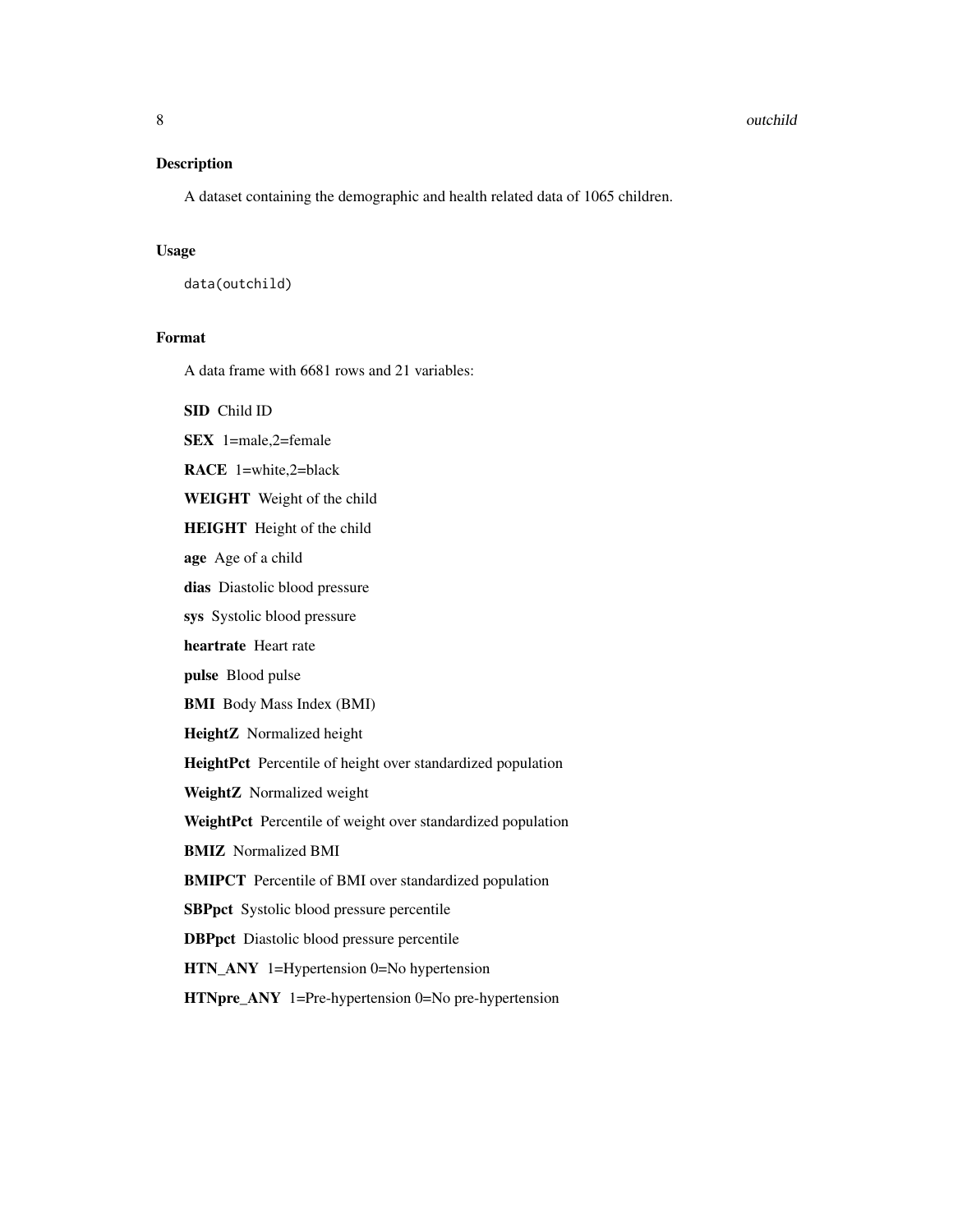## Description

A dataset containing the demographic and health related data of 1065 children.

## Usage

```
data(outchild)
```

## Format

A data frame with 6681 rows and 21 variables:

**SID** Child ID

**SEX** 1=male,2=female

**RACE** 1=white,2=black

**WEIGHT** Weight of the child

**HEIGHT** Height of the child

**age** Age of a child

**dias** Diastolic blood pressure

**sys** Systolic blood pressure

**heartrate** Heart rate

**pulse** Blood pulse

**BMI** Body Mass Index (BMI)

**HeightZ** Normalized height

**HeightPct** Percentile of height over standardized population

**WeightZ** Normalized weight

**WeightPct** Percentile of weight over standardized population

**BMIZ** Normalized BMI

**BMIPCT** Percentile of BMI over standardized population

**SBPpct** Systolic blood pressure percentile

**DBPpct** Diastolic blood pressure percentile

**HTN_ANY** 1=Hypertension 0=No hypertension

**HTNpre_ANY** 1=Pre-hypertension 0=No pre-hypertension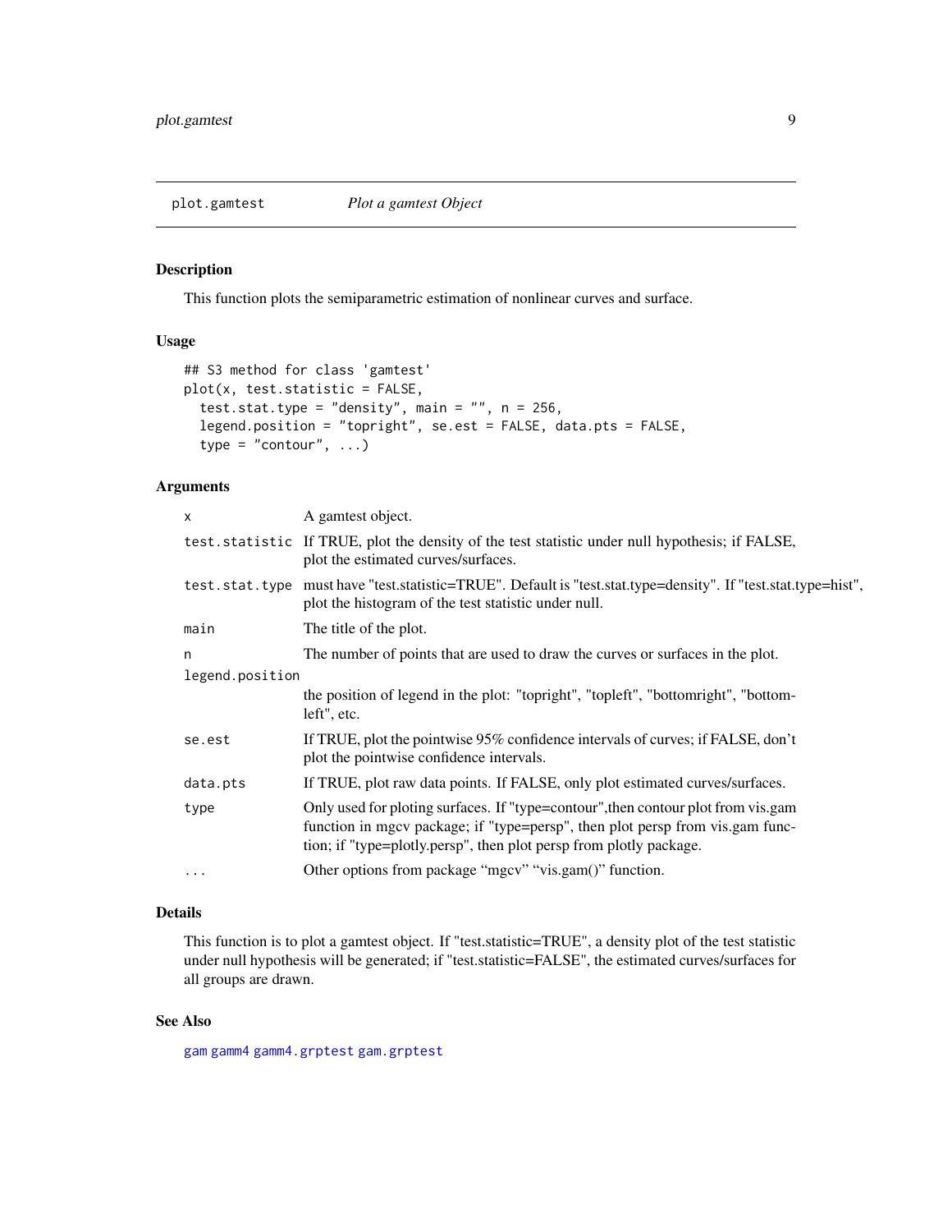## plot.gamtest — *Plot a gamtest Object*

### Description

This function plots the semiparametric estimation of nonlinear curves and surface.

### Usage

```
## S3 method for class 'gamtest'
plot(x, test.statistic = FALSE,
  test.stat.type = "density", main = "", n = 256,
  legend.position = "topright", se.est = FALSE, data.pts = FALSE,
  type = "contour", ...)
```

### Arguments

| Argument | Description |
|---|---|
| `x` | A gamtest object. |
| `test.statistic` | If TRUE, plot the density of the test statistic under null hypothesis; if FALSE, plot the estimated curves/surfaces. |
| `test.stat.type` | must have "test.statistic=TRUE". Default is "test.stat.type=density". If "test.stat.type=hist", plot the histogram of the test statistic under null. |
| `main` | The title of the plot. |
| `n` | The number of points that are used to draw the curves or surfaces in the plot. |
| `legend.position` | the position of legend in the plot: "topright", "topleft", "bottomright", "bottomleft", etc. |
| `se.est` | If TRUE, plot the pointwise 95% confidence intervals of curves; if FALSE, don't plot the pointwise confidence intervals. |
| `data.pts` | If TRUE, plot raw data points. If FALSE, only plot estimated curves/surfaces. |
| `type` | Only used for ploting surfaces. If "type=contour",then contour plot from vis.gam function in mgcv package; if "type=persp", then plot persp from vis.gam function; if "type=plotly.persp", then plot persp from plotly package. |
| `...` | Other options from package "mgcv" "vis.gam()" function. |

### Details

This function is to plot a gamtest object. If "test.statistic=TRUE", a density plot of the test statistic under null hypothesis will be generated; if "test.statistic=FALSE", the estimated curves/surfaces for all groups are drawn.

### See Also

`gam` `gamm4` `gamm4.grptest` `gam.grptest`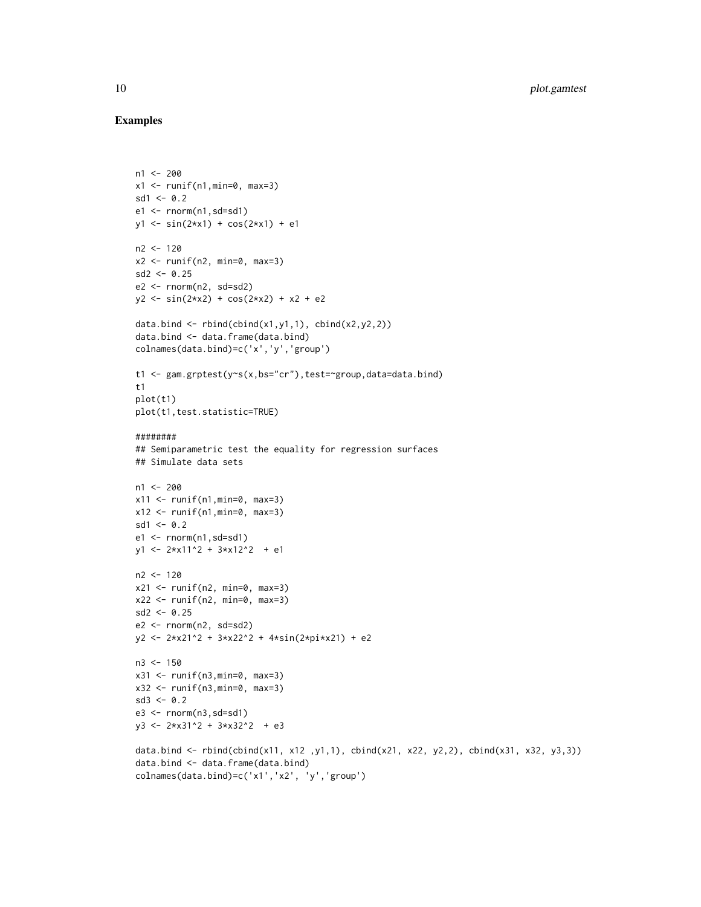## Examples

```
n1 <- 200
x1 <- runif(n1,min=0, max=3)
sd1 <- 0.2
e1 <- rnorm(n1,sd=sd1)
y1 <- sin(2*x1) + cos(2*x1) + e1

n2 <- 120
x2 <- runif(n2, min=0, max=3)
sd2 <- 0.25
e2 <- rnorm(n2, sd=sd2)
y2 <- sin(2*x2) + cos(2*x2) + x2 + e2

data.bind <- rbind(cbind(x1,y1,1), cbind(x2,y2,2))
data.bind <- data.frame(data.bind)
colnames(data.bind)=c('x','y','group')

t1 <- gam.grptest(y~s(x,bs="cr"),test=~group,data=data.bind)
t1
plot(t1)
plot(t1,test.statistic=TRUE)

########
## Semiparametric test the equality for regression surfaces
## Simulate data sets

n1 <- 200
x11 <- runif(n1,min=0, max=3)
x12 <- runif(n1,min=0, max=3)
sd1 <- 0.2
e1 <- rnorm(n1,sd=sd1)
y1 <- 2*x11^2 + 3*x12^2  + e1

n2 <- 120
x21 <- runif(n2, min=0, max=3)
x22 <- runif(n2, min=0, max=3)
sd2 <- 0.25
e2 <- rnorm(n2, sd=sd2)
y2 <- 2*x21^2 + 3*x22^2 + 4*sin(2*pi*x21) + e2

n3 <- 150
x31 <- runif(n3,min=0, max=3)
x32 <- runif(n3,min=0, max=3)
sd3 <- 0.2
e3 <- rnorm(n3,sd=sd1)
y3 <- 2*x31^2 + 3*x32^2  + e3

data.bind <- rbind(cbind(x11, x12 ,y1,1), cbind(x21, x22, y2,2), cbind(x31, x32, y3,3))
data.bind <- data.frame(data.bind)
colnames(data.bind)=c('x1','x2', 'y','group')
```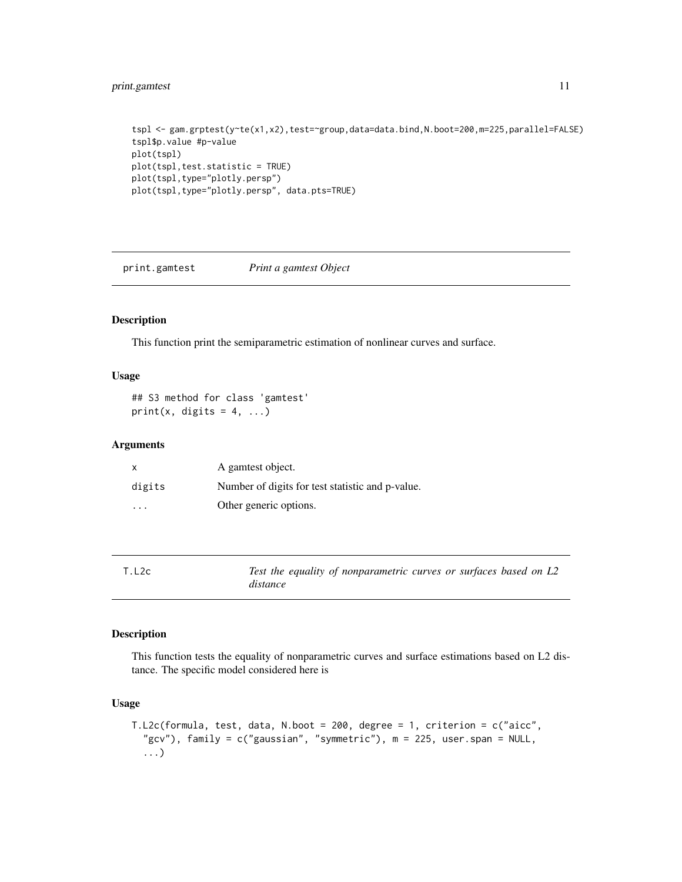```
tspl <- gam.grptest(y~te(x1,x2),test=~group,data=data.bind,N.boot=200,m=225,parallel=FALSE)
tspl$p.value #p-value
plot(tspl)
plot(tspl,test.statistic = TRUE)
plot(tspl,type="plotly.persp")
plot(tspl,type="plotly.persp", data.pts=TRUE)
```

## print.gamtest — *Print a gamtest Object*

### Description

This function print the semiparametric estimation of nonlinear curves and surface.

### Usage

```
## S3 method for class 'gamtest'
print(x, digits = 4, ...)
```

### Arguments

| | |
|---|---|
| x | A gamtest object. |
| digits | Number of digits for test statistic and p-value. |
| ... | Other generic options. |

## T.L2c — *Test the equality of nonparametric curves or surfaces based on L2 distance*

### Description

This function tests the equality of nonparametric curves and surface estimations based on L2 distance. The specific model considered here is

### Usage

```
T.L2c(formula, test, data, N.boot = 200, degree = 1, criterion = c("aicc",
  "gcv"), family = c("gaussian", "symmetric"), m = 225, user.span = NULL,
  ...)
```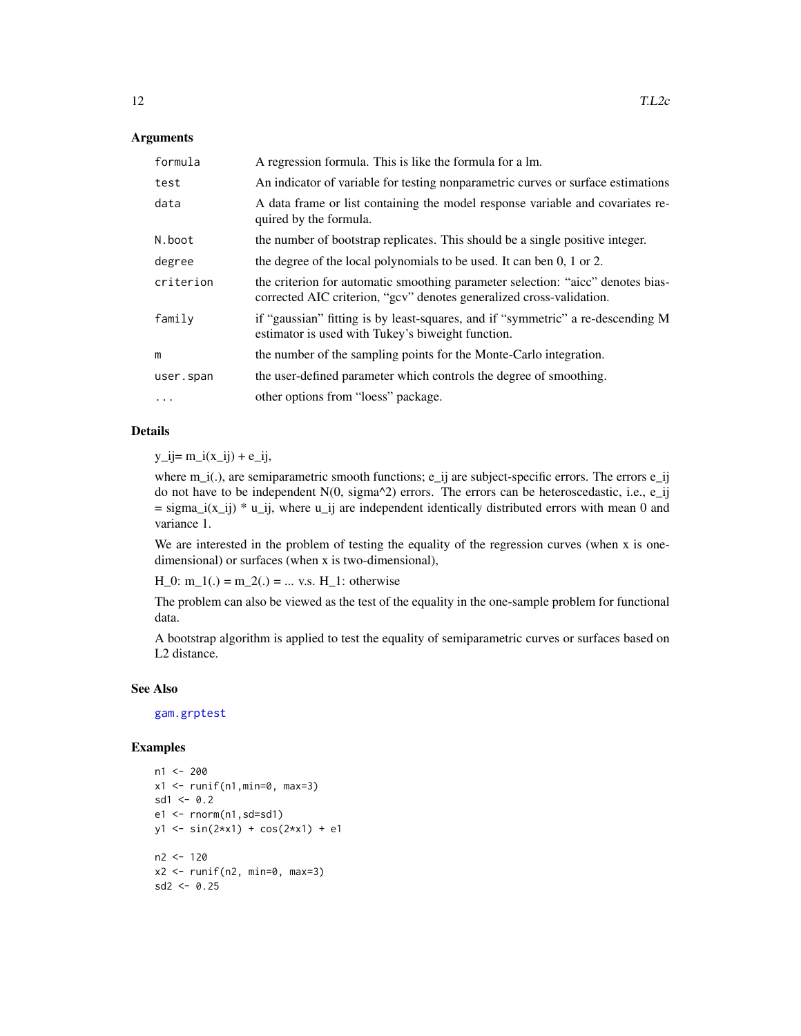### Arguments

| | |
|---|---|
| formula | A regression formula. This is like the formula for a lm. |
| test | An indicator of variable for testing nonparametric curves or surface estimations |
| data | A data frame or list containing the model response variable and covariates required by the formula. |
| N.boot | the number of bootstrap replicates. This should be a single positive integer. |
| degree | the degree of the local polynomials to be used. It can ben 0, 1 or 2. |
| criterion | the criterion for automatic smoothing parameter selection: "aicc" denotes bias-corrected AIC criterion, "gcv" denotes generalized cross-validation. |
| family | if "gaussian" fitting is by least-squares, and if "symmetric" a re-descending M estimator is used with Tukey's biweight function. |
| m | the number of the sampling points for the Monte-Carlo integration. |
| user.span | the user-defined parameter which controls the degree of smoothing. |
| ... | other options from "loess" package. |

### Details

y_ij= m_i(x_ij) + e_ij,

where m_i(.), are semiparametric smooth functions; e_ij are subject-specific errors. The errors e_ij do not have to be independent N(0, sigma^2) errors. The errors can be heteroscedastic, i.e., e_ij = sigma_i(x_ij) * u_ij, where u_ij are independent identically distributed errors with mean 0 and variance 1.

We are interested in the problem of testing the equality of the regression curves (when x is one-dimensional) or surfaces (when x is two-dimensional),

H_0: m_1(.) = m_2(.) = ... v.s. H_1: otherwise

The problem can also be viewed as the test of the equality in the one-sample problem for functional data.

A bootstrap algorithm is applied to test the equality of semiparametric curves or surfaces based on L2 distance.

### See Also

gam.grptest

### Examples

```
n1 <- 200
x1 <- runif(n1,min=0, max=3)
sd1 <- 0.2
e1 <- rnorm(n1,sd=sd1)
y1 <- sin(2*x1) + cos(2*x1) + e1

n2 <- 120
x2 <- runif(n2, min=0, max=3)
sd2 <- 0.25
```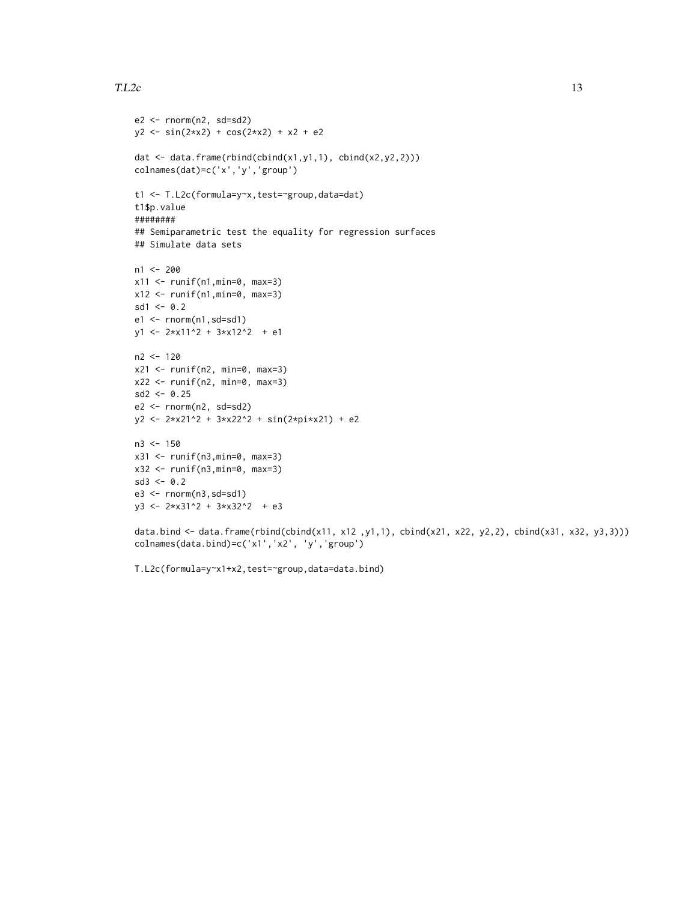```
e2 <- rnorm(n2, sd=sd2)
y2 <- sin(2*x2) + cos(2*x2) + x2 + e2

dat <- data.frame(rbind(cbind(x1,y1,1), cbind(x2,y2,2)))
colnames(dat)=c('x','y','group')

t1 <- T.L2c(formula=y~x,test=~group,data=dat)
t1$p.value
########
## Semiparametric test the equality for regression surfaces
## Simulate data sets

n1 <- 200
x11 <- runif(n1,min=0, max=3)
x12 <- runif(n1,min=0, max=3)
sd1 <- 0.2
e1 <- rnorm(n1,sd=sd1)
y1 <- 2*x11^2 + 3*x12^2  + e1

n2 <- 120
x21 <- runif(n2, min=0, max=3)
x22 <- runif(n2, min=0, max=3)
sd2 <- 0.25
e2 <- rnorm(n2, sd=sd2)
y2 <- 2*x21^2 + 3*x22^2 + sin(2*pi*x21) + e2

n3 <- 150
x31 <- runif(n3,min=0, max=3)
x32 <- runif(n3,min=0, max=3)
sd3 <- 0.2
e3 <- rnorm(n3,sd=sd1)
y3 <- 2*x31^2 + 3*x32^2  + e3

data.bind <- data.frame(rbind(cbind(x11, x12 ,y1,1), cbind(x21, x22, y2,2), cbind(x31, x32, y3,3)))
colnames(data.bind)=c('x1','x2', 'y','group')

T.L2c(formula=y~x1+x2,test=~group,data=data.bind)
```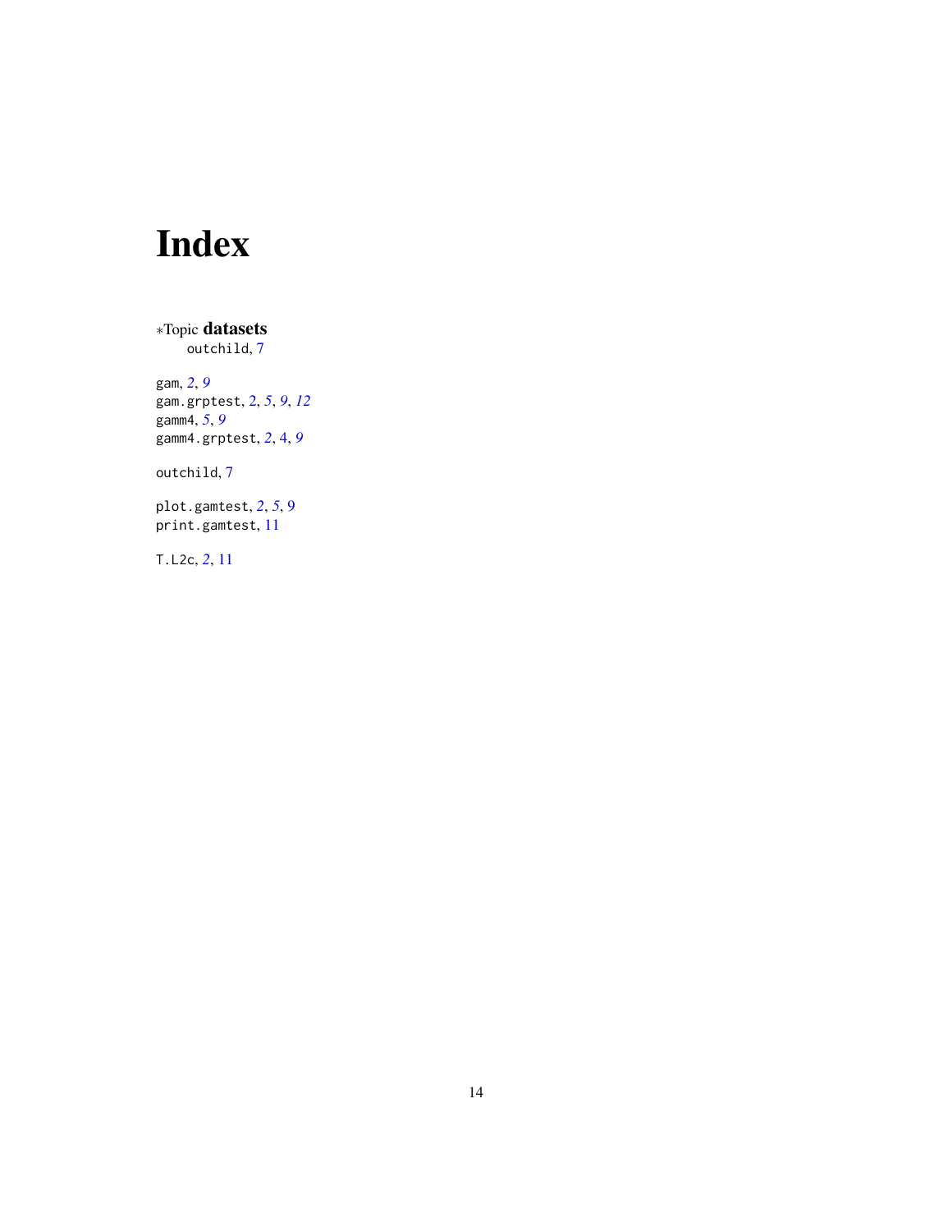# Index

*Topic **datasets**

  outchild, 7

gam, *2*, *9*
gam.grptest, 2, *5*, *9*, *12*
gamm4, *5*, *9*
gamm4.grptest, *2*, 4, *9*

outchild, 7

plot.gamtest, *2*, *5*, 9
print.gamtest, 11

T.L2c, *2*, 11